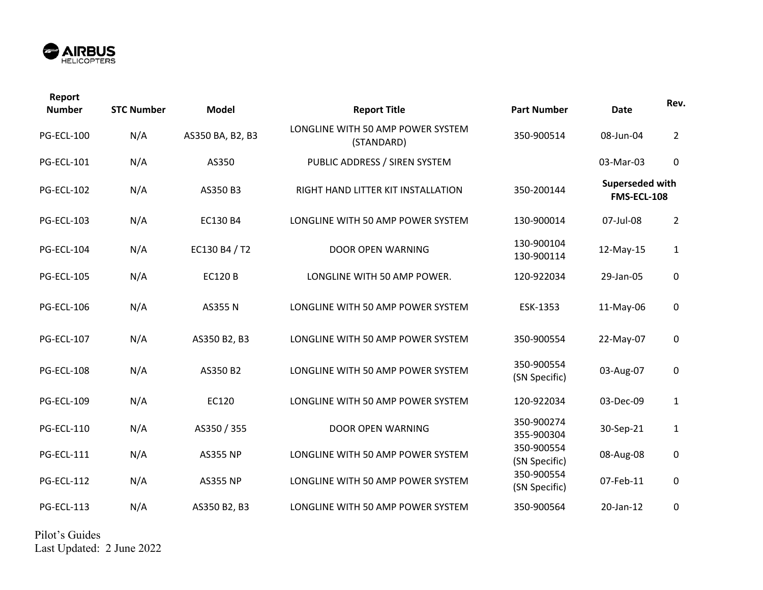| Report Number | STC Number | Model | Report Title | Part Number | Date | Rev. |
|---|---|---|---|---|---|---|
| PG-ECL-100 | N/A | AS350 BA, B2, B3 | LONGLINE WITH 50 AMP POWER SYSTEM (STANDARD) | 350-900514 | 08-Jun-04 | 2 |
| PG-ECL-101 | N/A | AS350 | PUBLIC ADDRESS / SIREN SYSTEM | | 03-Mar-03 | 0 |
| PG-ECL-102 | N/A | AS350 B3 | RIGHT HAND LITTER KIT INSTALLATION | 350-200144 | **Superseded with FMS-ECL-108** | |
| PG-ECL-103 | N/A | EC130 B4 | LONGLINE WITH 50 AMP POWER SYSTEM | 130-900014 | 07-Jul-08 | 2 |
| PG-ECL-104 | N/A | EC130 B4 / T2 | DOOR OPEN WARNING | 130-900104 130-900114 | 12-May-15 | 1 |
| PG-ECL-105 | N/A | EC120 B | LONGLINE WITH 50 AMP POWER. | 120-922034 | 29-Jan-05 | 0 |
| PG-ECL-106 | N/A | AS355 N | LONGLINE WITH 50 AMP POWER SYSTEM | ESK-1353 | 11-May-06 | 0 |
| PG-ECL-107 | N/A | AS350 B2, B3 | LONGLINE WITH 50 AMP POWER SYSTEM | 350-900554 | 22-May-07 | 0 |
| PG-ECL-108 | N/A | AS350 B2 | LONGLINE WITH 50 AMP POWER SYSTEM | 350-900554 (SN Specific) | 03-Aug-07 | 0 |
| PG-ECL-109 | N/A | EC120 | LONGLINE WITH 50 AMP POWER SYSTEM | 120-922034 | 03-Dec-09 | 1 |
| PG-ECL-110 | N/A | AS350 / 355 | DOOR OPEN WARNING | 350-900274 355-900304 | 30-Sep-21 | 1 |
| PG-ECL-111 | N/A | AS355 NP | LONGLINE WITH 50 AMP POWER SYSTEM | 350-900554 (SN Specific) | 08-Aug-08 | 0 |
| PG-ECL-112 | N/A | AS355 NP | LONGLINE WITH 50 AMP POWER SYSTEM | 350-900554 (SN Specific) | 07-Feb-11 | 0 |
| PG-ECL-113 | N/A | AS350 B2, B3 | LONGLINE WITH 50 AMP POWER SYSTEM | 350-900564 | 20-Jan-12 | 0 |

Pilot's Guides
Last Updated: 2 June 2022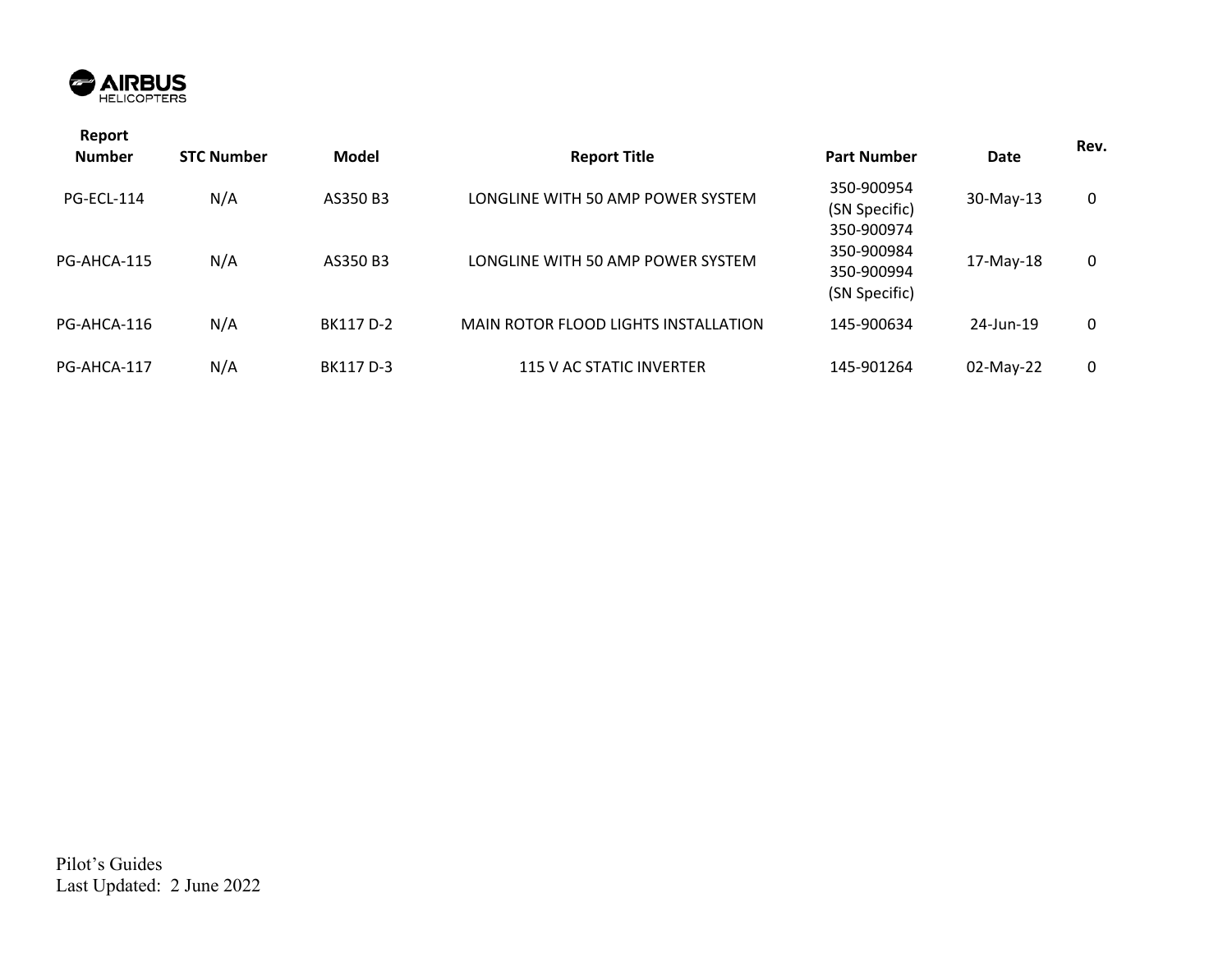| Report Number | STC Number | Model | Report Title | Part Number | Date | Rev. |
|---|---|---|---|---|---|---|
| PG-ECL-114 | N/A | AS350 B3 | LONGLINE WITH 50 AMP POWER SYSTEM | 350-900954 (SN Specific) | 30-May-13 | 0 |
| PG-AHCA-115 | N/A | AS350 B3 | LONGLINE WITH 50 AMP POWER SYSTEM | 350-900974 350-900984 350-900994 (SN Specific) | 17-May-18 | 0 |
| PG-AHCA-116 | N/A | BK117 D-2 | MAIN ROTOR FLOOD LIGHTS INSTALLATION | 145-900634 | 24-Jun-19 | 0 |
| PG-AHCA-117 | N/A | BK117 D-3 | 115 V AC STATIC INVERTER | 145-901264 | 02-May-22 | 0 |

Pilot's Guides
Last Updated: 2 June 2022